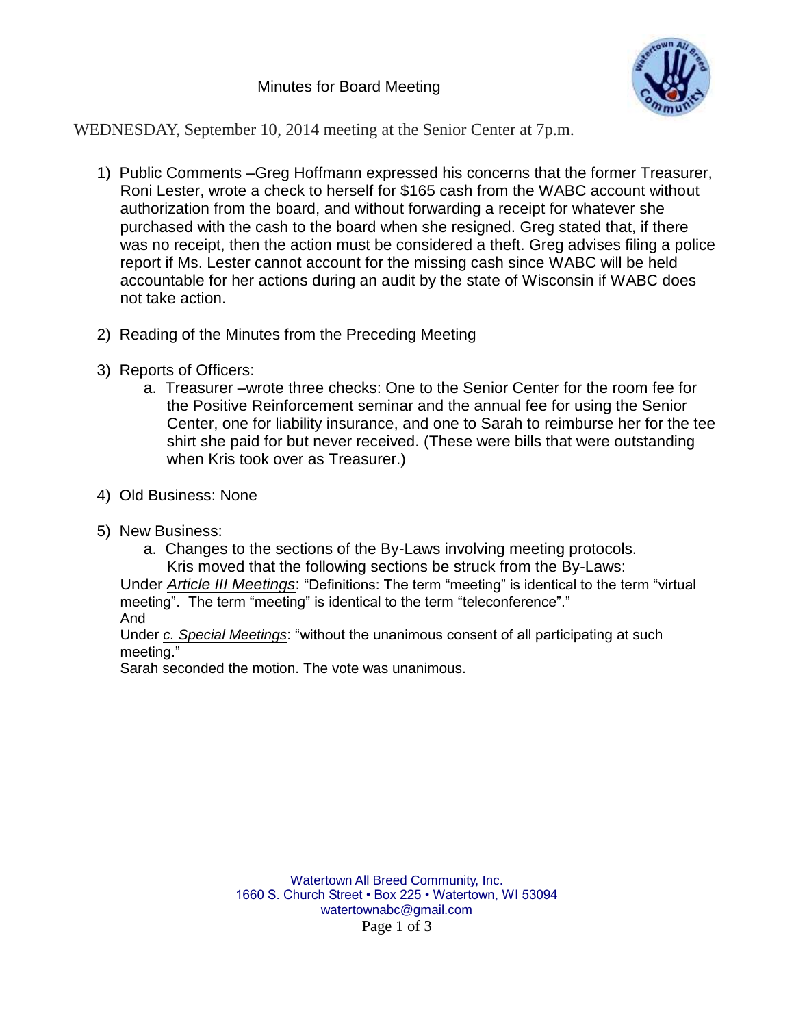# Minutes for Board Meeting

WEDNESDAY, September 10, 2014 meeting at the Senior Center at 7p.m.

1) Public Comments –Greg Hoffmann expressed his concerns that the former Treasurer, Roni Lester, wrote a check to herself for $165 cash from the WABC account without authorization from the board, and without forwarding a receipt for whatever she purchased with the cash to the board when she resigned. Greg stated that, if there was no receipt, then the action must be considered a theft. Greg advises filing a police report if Ms. Lester cannot account for the missing cash since WABC will be held accountable for her actions during an audit by the state of Wisconsin if WABC does not take action.

2) Reading of the Minutes from the Preceding Meeting

3) Reports of Officers:
   a. Treasurer –wrote three checks: One to the Senior Center for the room fee for the Positive Reinforcement seminar and the annual fee for using the Senior Center, one for liability insurance, and one to Sarah to reimburse her for the tee shirt she paid for but never received. (These were bills that were outstanding when Kris took over as Treasurer.)

4) Old Business: None

5) New Business:
   a. Changes to the sections of the By-Laws involving meeting protocols. Kris moved that the following sections be struck from the By-Laws:

Under *__Article III Meetings__*: "Definitions: The term "meeting" is identical to the term "virtual meeting". The term "meeting" is identical to the term "teleconference"."

And

Under *__c. Special Meetings__*: "without the unanimous consent of all participating at such meeting."

Sarah seconded the motion. The vote was unanimous.

Watertown All Breed Community, Inc.
1660 S. Church Street • Box 225 • Watertown, WI 53094
watertownabc@gmail.com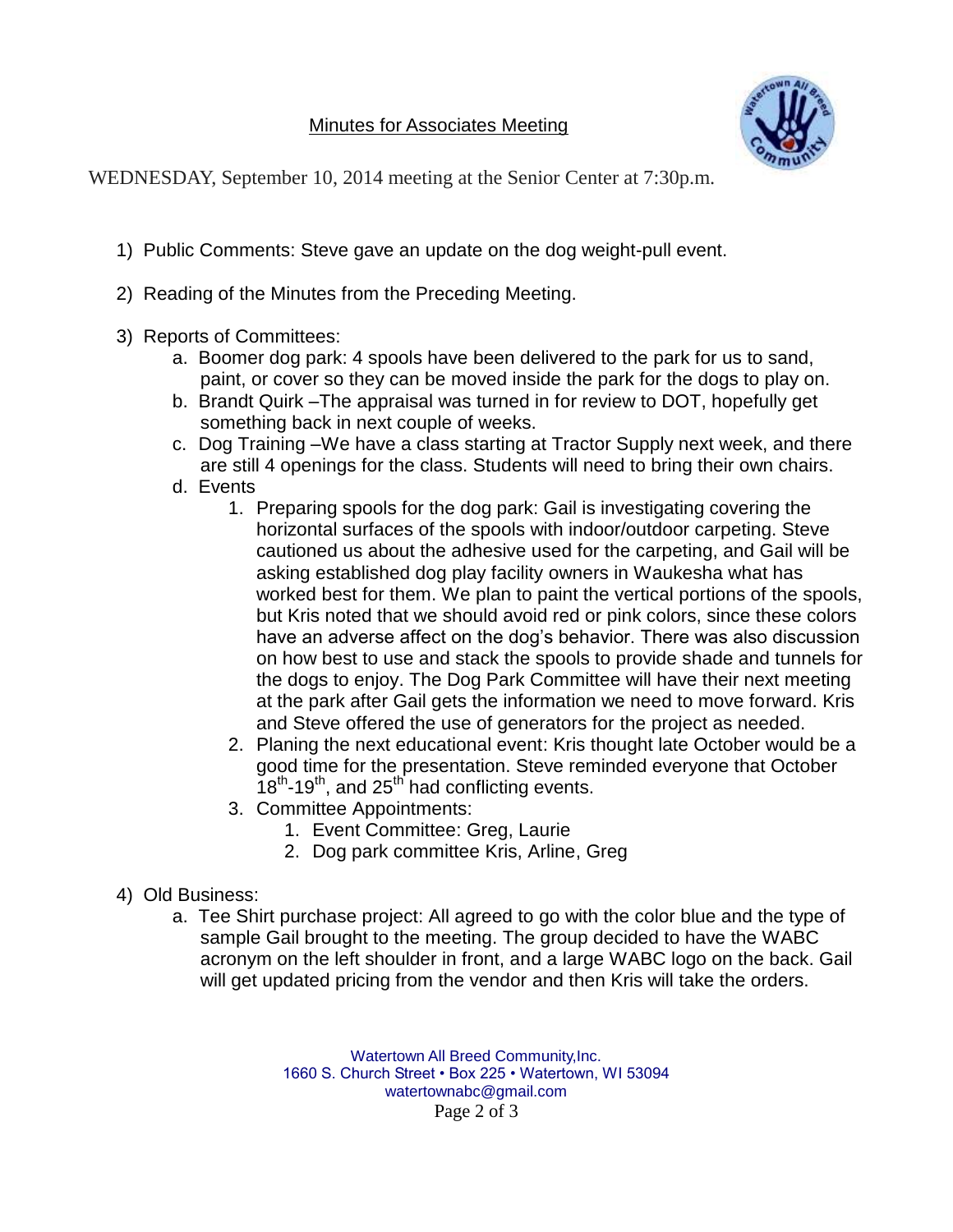Minutes for Associates Meeting

WEDNESDAY, September 10, 2014 meeting at the Senior Center at 7:30p.m.

1) Public Comments: Steve gave an update on the dog weight-pull event.

2) Reading of the Minutes from the Preceding Meeting.

3) Reports of Committees:
   a. Boomer dog park: 4 spools have been delivered to the park for us to sand, paint, or cover so they can be moved inside the park for the dogs to play on.
   b. Brandt Quirk –The appraisal was turned in for review to DOT, hopefully get something back in next couple of weeks.
   c. Dog Training –We have a class starting at Tractor Supply next week, and there are still 4 openings for the class. Students will need to bring their own chairs.
   d. Events
      1. Preparing spools for the dog park: Gail is investigating covering the horizontal surfaces of the spools with indoor/outdoor carpeting. Steve cautioned us about the adhesive used for the carpeting, and Gail will be asking established dog play facility owners in Waukesha what has worked best for them. We plan to paint the vertical portions of the spools, but Kris noted that we should avoid red or pink colors, since these colors have an adverse affect on the dog's behavior. There was also discussion on how best to use and stack the spools to provide shade and tunnels for the dogs to enjoy. The Dog Park Committee will have their next meeting at the park after Gail gets the information we need to move forward. Kris and Steve offered the use of generators for the project as needed.
      2. Planing the next educational event: Kris thought late October would be a good time for the presentation. Steve reminded everyone that October 18th-19th, and 25th had conflicting events.
      3. Committee Appointments:
         1. Event Committee: Greg, Laurie
         2. Dog park committee Kris, Arline, Greg

4) Old Business:
   a. Tee Shirt purchase project: All agreed to go with the color blue and the type of sample Gail brought to the meeting. The group decided to have the WABC acronym on the left shoulder in front, and a large WABC logo on the back. Gail will get updated pricing from the vendor and then Kris will take the orders.

Watertown All Breed Community,Inc.
1660 S. Church Street • Box 225 • Watertown, WI 53094
watertownabc@gmail.com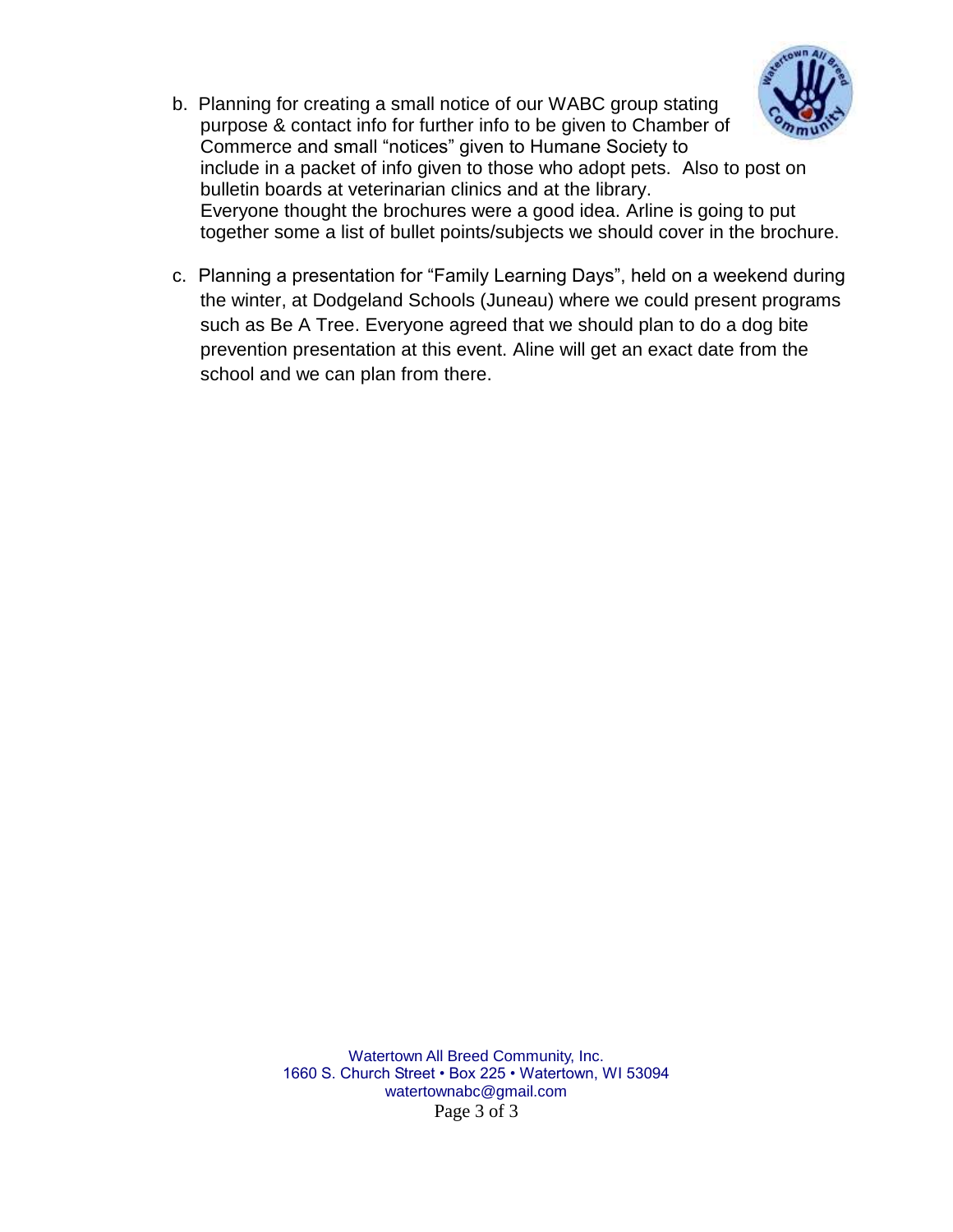b. Planning for creating a small notice of our WABC group stating purpose & contact info for further info to be given to Chamber of Commerce and small "notices" given to Humane Society to include in a packet of info given to those who adopt pets. Also to post on bulletin boards at veterinarian clinics and at the library.
   Everyone thought the brochures were a good idea. Arline is going to put together some a list of bullet points/subjects we should cover in the brochure.

c. Planning a presentation for "Family Learning Days", held on a weekend during the winter, at Dodgeland Schools (Juneau) where we could present programs such as Be A Tree. Everyone agreed that we should plan to do a dog bite prevention presentation at this event. Aline will get an exact date from the school and we can plan from there.